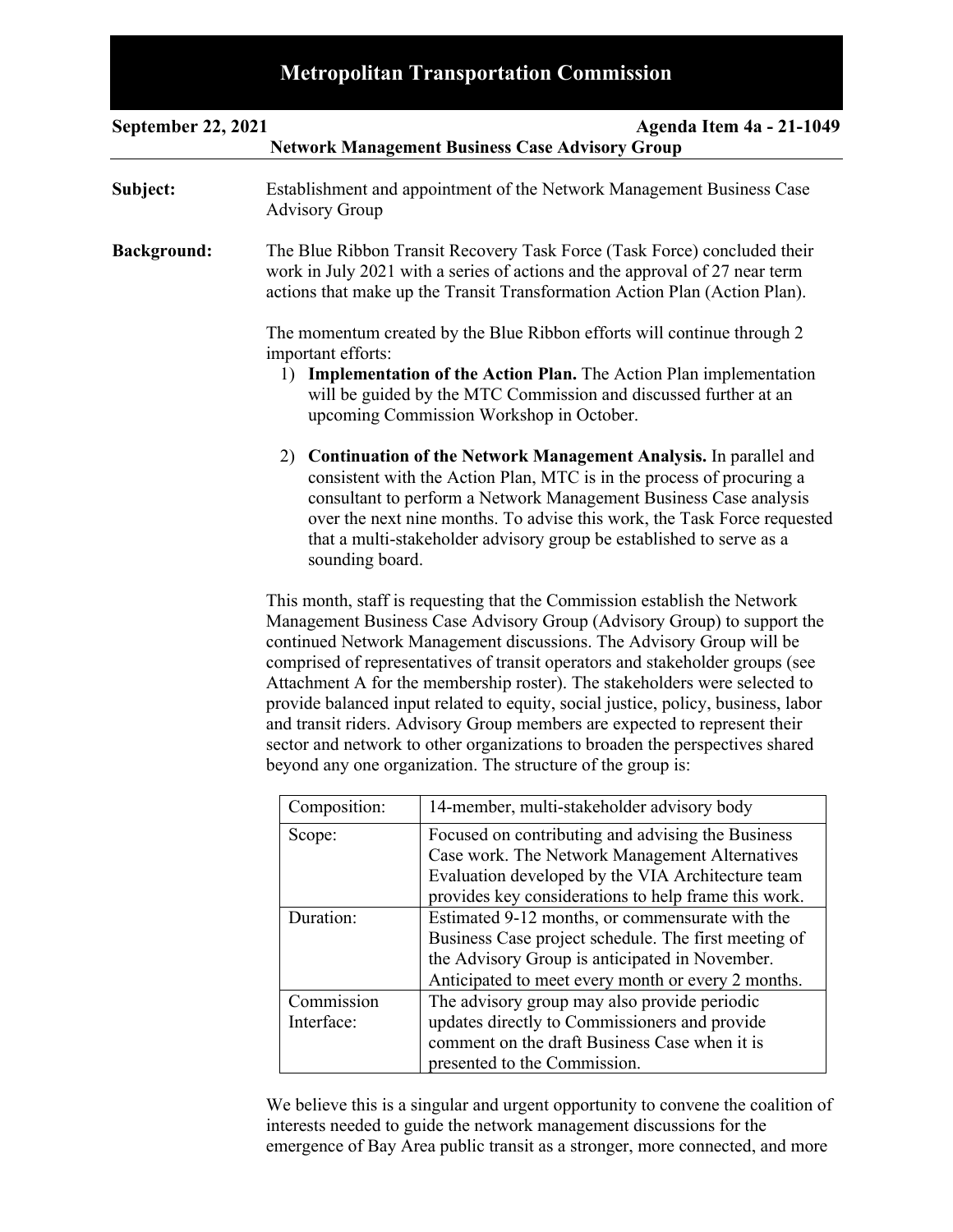# Metropolitan Transportation Commission

**September 22, 2021** **Agenda Item 4a - 21-1049**

**Network Management Business Case Advisory Group**

**Subject:** Establishment and appointment of the Network Management Business Case Advisory Group

**Background:** The Blue Ribbon Transit Recovery Task Force (Task Force) concluded their work in July 2021 with a series of actions and the approval of 27 near term actions that make up the Transit Transformation Action Plan (Action Plan).

The momentum created by the Blue Ribbon efforts will continue through 2 important efforts:

1) **Implementation of the Action Plan.** The Action Plan implementation will be guided by the MTC Commission and discussed further at an upcoming Commission Workshop in October.

2) **Continuation of the Network Management Analysis.** In parallel and consistent with the Action Plan, MTC is in the process of procuring a consultant to perform a Network Management Business Case analysis over the next nine months. To advise this work, the Task Force requested that a multi-stakeholder advisory group be established to serve as a sounding board.

This month, staff is requesting that the Commission establish the Network Management Business Case Advisory Group (Advisory Group) to support the continued Network Management discussions. The Advisory Group will be comprised of representatives of transit operators and stakeholder groups (see Attachment A for the membership roster). The stakeholders were selected to provide balanced input related to equity, social justice, policy, business, labor and transit riders. Advisory Group members are expected to represent their sector and network to other organizations to broaden the perspectives shared beyond any one organization. The structure of the group is:

| | |
|---|---|
| Composition: | 14-member, multi-stakeholder advisory body |
| Scope: | Focused on contributing and advising the Business Case work. The Network Management Alternatives Evaluation developed by the VIA Architecture team provides key considerations to help frame this work. |
| Duration: | Estimated 9-12 months, or commensurate with the Business Case project schedule. The first meeting of the Advisory Group is anticipated in November. Anticipated to meet every month or every 2 months. |
| Commission Interface: | The advisory group may also provide periodic updates directly to Commissioners and provide comment on the draft Business Case when it is presented to the Commission. |

We believe this is a singular and urgent opportunity to convene the coalition of interests needed to guide the network management discussions for the emergence of Bay Area public transit as a stronger, more connected, and more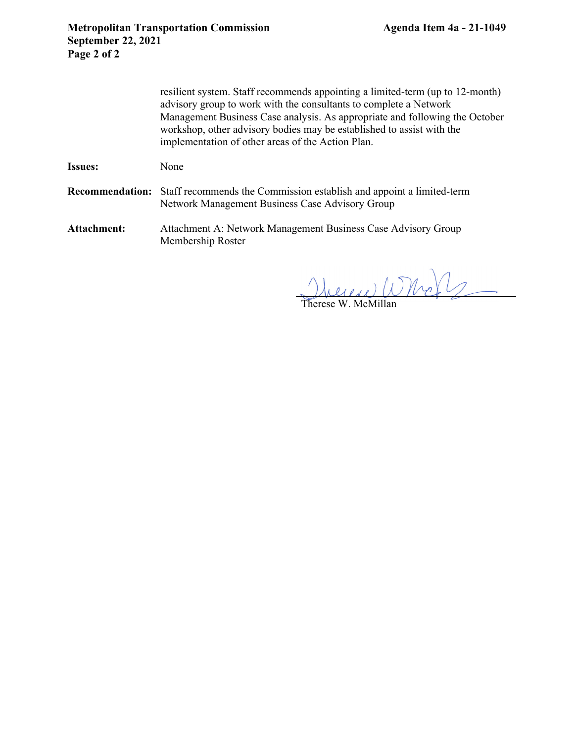resilient system. Staff recommends appointing a limited-term (up to 12-month) advisory group to work with the consultants to complete a Network Management Business Case analysis. As appropriate and following the October workshop, other advisory bodies may be established to assist with the implementation of other areas of the Action Plan.

**Issues:** None

**Recommendation:** Staff recommends the Commission establish and appoint a limited-term Network Management Business Case Advisory Group

**Attachment:** Attachment A: Network Management Business Case Advisory Group Membership Roster

Therese W. McMillan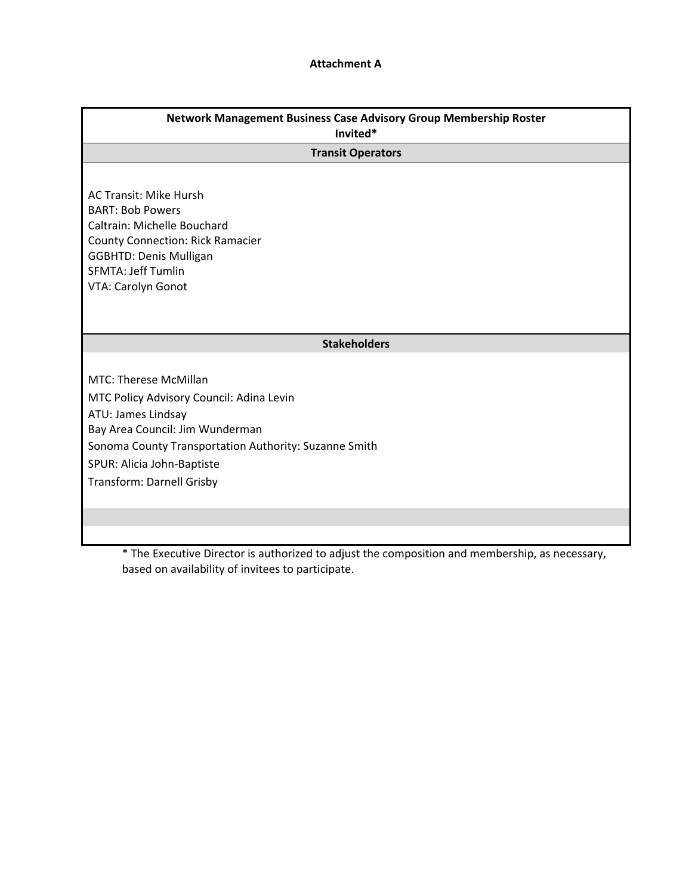**Attachment A**

| Network Management Business Case Advisory Group Membership Roster<br>Invited* |
|---|
| **Transit Operators** |
| AC Transit: Mike Hursh<br>BART: Bob Powers<br>Caltrain: Michelle Bouchard<br>County Connection: Rick Ramacier<br>GGBHTD: Denis Mulligan<br>SFMTA: Jeff Tumlin<br>VTA: Carolyn Gonot |
| **Stakeholders** |
| MTC: Therese McMillan<br>MTC Policy Advisory Council: Adina Levin<br>ATU: James Lindsay<br>Bay Area Council: Jim Wunderman<br>Sonoma County Transportation Authority: Suzanne Smith<br>SPUR: Alicia John-Baptiste<br>Transform: Darnell Grisby |

\* The Executive Director is authorized to adjust the composition and membership, as necessary, based on availability of invitees to participate.